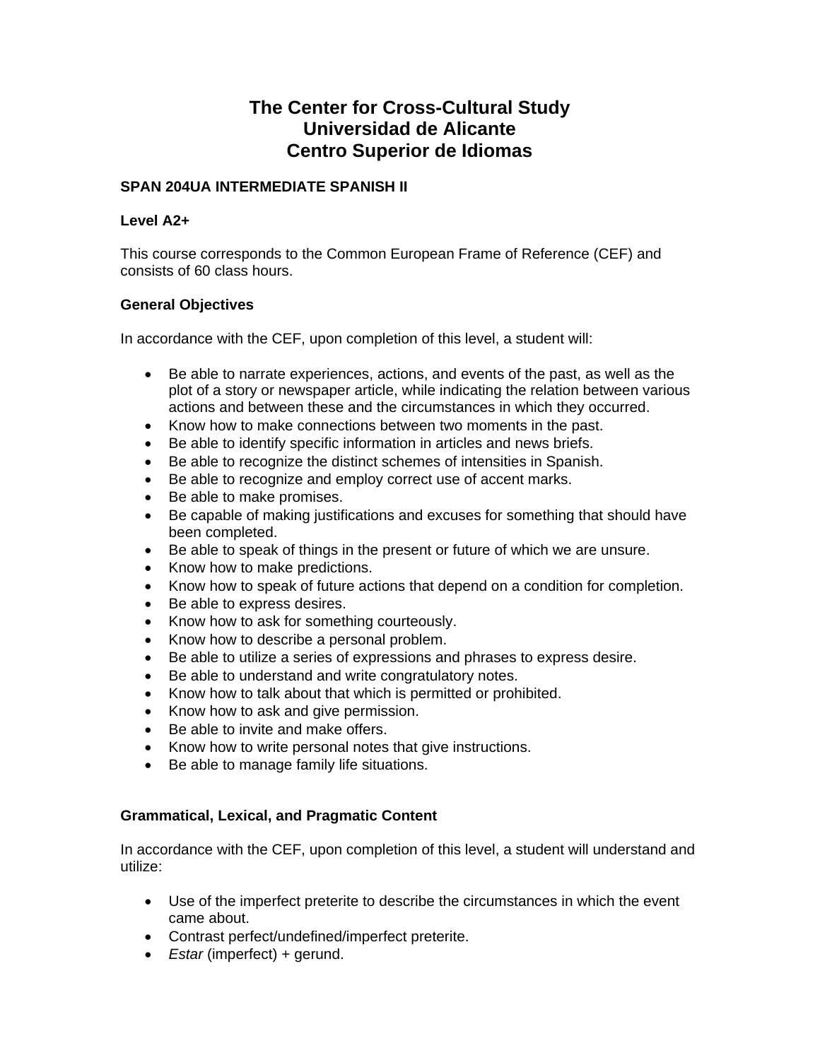# The Center for Cross-Cultural Study
# Universidad de Alicante
# Centro Superior de Idiomas

**SPAN 204UA INTERMEDIATE SPANISH II**

**Level A2+**

This course corresponds to the Common European Frame of Reference (CEF) and consists of 60 class hours.

**General Objectives**

In accordance with the CEF, upon completion of this level, a student will:

- Be able to narrate experiences, actions, and events of the past, as well as the plot of a story or newspaper article, while indicating the relation between various actions and between these and the circumstances in which they occurred.
- Know how to make connections between two moments in the past.
- Be able to identify specific information in articles and news briefs.
- Be able to recognize the distinct schemes of intensities in Spanish.
- Be able to recognize and employ correct use of accent marks.
- Be able to make promises.
- Be capable of making justifications and excuses for something that should have been completed.
- Be able to speak of things in the present or future of which we are unsure.
- Know how to make predictions.
- Know how to speak of future actions that depend on a condition for completion.
- Be able to express desires.
- Know how to ask for something courteously.
- Know how to describe a personal problem.
- Be able to utilize a series of expressions and phrases to express desire.
- Be able to understand and write congratulatory notes.
- Know how to talk about that which is permitted or prohibited.
- Know how to ask and give permission.
- Be able to invite and make offers.
- Know how to write personal notes that give instructions.
- Be able to manage family life situations.

**Grammatical, Lexical, and Pragmatic Content**

In accordance with the CEF, upon completion of this level, a student will understand and utilize:

- Use of the imperfect preterite to describe the circumstances in which the event came about.
- Contrast perfect/undefined/imperfect preterite.
- *Estar* (imperfect) + gerund.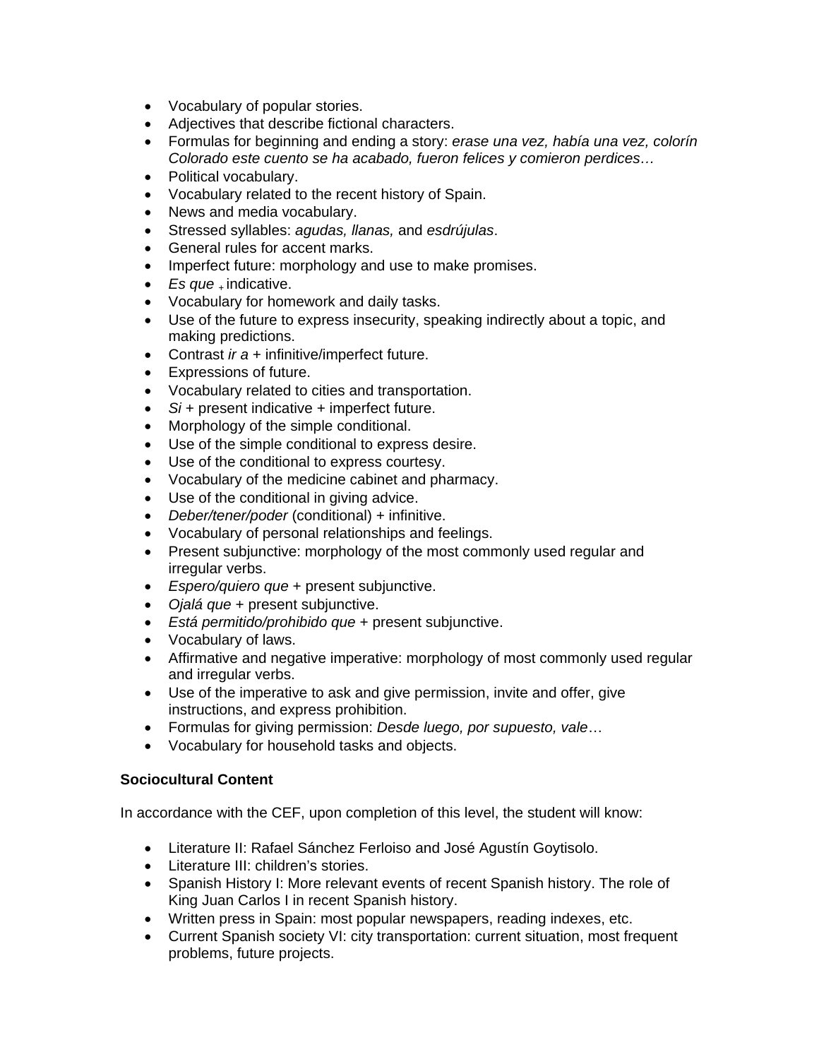- Vocabulary of popular stories.
- Adjectives that describe fictional characters.
- Formulas for beginning and ending a story: *erase una vez, había una vez, colorín Colorado este cuento se ha acabado, fueron felices y comieron perdices…*
- Political vocabulary.
- Vocabulary related to the recent history of Spain.
- News and media vocabulary.
- Stressed syllables: *agudas, llanas,* and *esdrújulas*.
- General rules for accent marks.
- Imperfect future: morphology and use to make promises.
- *Es que* + indicative.
- Vocabulary for homework and daily tasks.
- Use of the future to express insecurity, speaking indirectly about a topic, and making predictions.
- Contrast *ir a* + infinitive/imperfect future.
- Expressions of future.
- Vocabulary related to cities and transportation.
- *Si* + present indicative + imperfect future.
- Morphology of the simple conditional.
- Use of the simple conditional to express desire.
- Use of the conditional to express courtesy.
- Vocabulary of the medicine cabinet and pharmacy.
- Use of the conditional in giving advice.
- *Deber/tener/poder* (conditional) + infinitive.
- Vocabulary of personal relationships and feelings.
- Present subjunctive: morphology of the most commonly used regular and irregular verbs.
- *Espero/quiero que* + present subjunctive.
- *Ojalá que* + present subjunctive.
- *Está permitido/prohibido que* + present subjunctive.
- Vocabulary of laws.
- Affirmative and negative imperative: morphology of most commonly used regular and irregular verbs.
- Use of the imperative to ask and give permission, invite and offer, give instructions, and express prohibition.
- Formulas for giving permission: *Desde luego, por supuesto, vale…*
- Vocabulary for household tasks and objects.

**Sociocultural Content**

In accordance with the CEF, upon completion of this level, the student will know:

- Literature II: Rafael Sánchez Ferloiso and José Agustín Goytisolo.
- Literature III: children's stories.
- Spanish History I: More relevant events of recent Spanish history. The role of King Juan Carlos I in recent Spanish history.
- Written press in Spain: most popular newspapers, reading indexes, etc.
- Current Spanish society VI: city transportation: current situation, most frequent problems, future projects.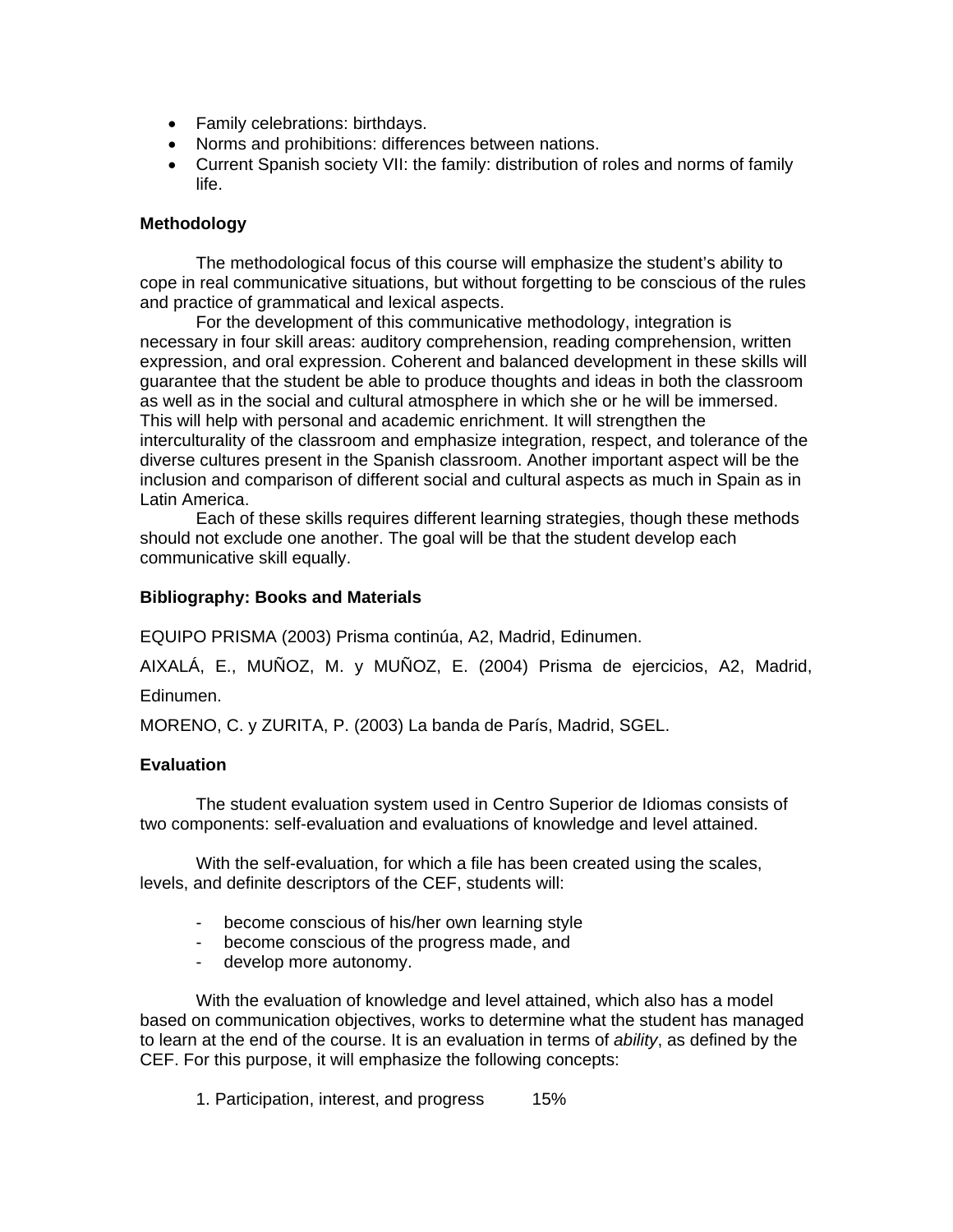- Family celebrations: birthdays.
- Norms and prohibitions: differences between nations.
- Current Spanish society VII: the family: distribution of roles and norms of family life.

**Methodology**

The methodological focus of this course will emphasize the student's ability to cope in real communicative situations, but without forgetting to be conscious of the rules and practice of grammatical and lexical aspects.

For the development of this communicative methodology, integration is necessary in four skill areas: auditory comprehension, reading comprehension, written expression, and oral expression. Coherent and balanced development in these skills will guarantee that the student be able to produce thoughts and ideas in both the classroom as well as in the social and cultural atmosphere in which she or he will be immersed. This will help with personal and academic enrichment. It will strengthen the interculturality of the classroom and emphasize integration, respect, and tolerance of the diverse cultures present in the Spanish classroom. Another important aspect will be the inclusion and comparison of different social and cultural aspects as much in Spain as in Latin America.

Each of these skills requires different learning strategies, though these methods should not exclude one another. The goal will be that the student develop each communicative skill equally.

**Bibliography: Books and Materials**

EQUIPO PRISMA (2003) Prisma continúa, A2, Madrid, Edinumen.

AIXALÁ, E., MUÑOZ, M. y MUÑOZ, E. (2004) Prisma de ejercicios, A2, Madrid, Edinumen.

MORENO, C. y ZURITA, P. (2003) La banda de París, Madrid, SGEL.

**Evaluation**

The student evaluation system used in Centro Superior de Idiomas consists of two components: self-evaluation and evaluations of knowledge and level attained.

With the self-evaluation, for which a file has been created using the scales, levels, and definite descriptors of the CEF, students will:

- become conscious of his/her own learning style
- become conscious of the progress made, and
- develop more autonomy.

With the evaluation of knowledge and level attained, which also has a model based on communication objectives, works to determine what the student has managed to learn at the end of the course. It is an evaluation in terms of *ability*, as defined by the CEF. For this purpose, it will emphasize the following concepts:

1. Participation, interest, and progress 15%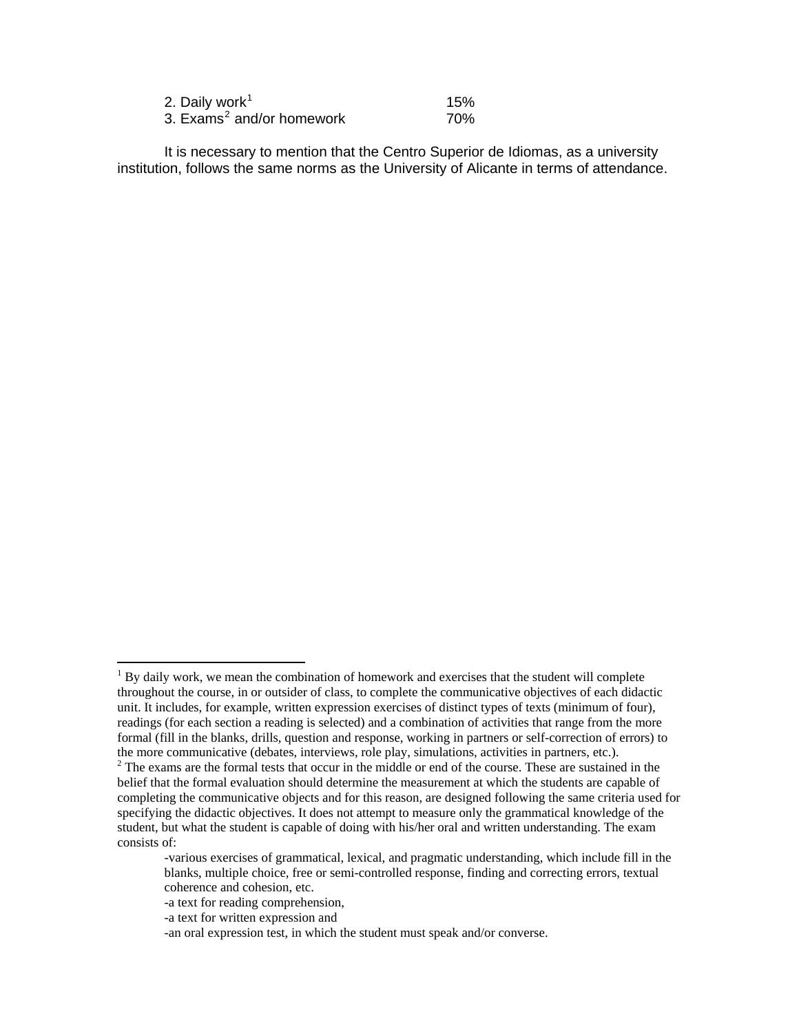| | |
|---|---|
| 2. Daily work[1] | 15% |
| 3. Exams[2] and/or homework | 70% |

It is necessary to mention that the Centro Superior de Idiomas, as a university institution, follows the same norms as the University of Alicante in terms of attendance.

---

[1] By daily work, we mean the combination of homework and exercises that the student will complete throughout the course, in or outsider of class, to complete the communicative objectives of each didactic unit. It includes, for example, written expression exercises of distinct types of texts (minimum of four), readings (for each section a reading is selected) and a combination of activities that range from the more formal (fill in the blanks, drills, question and response, working in partners or self-correction of errors) to the more communicative (debates, interviews, role play, simulations, activities in partners, etc.).

[2] The exams are the formal tests that occur in the middle or end of the course. These are sustained in the belief that the formal evaluation should determine the measurement at which the students are capable of completing the communicative objects and for this reason, are designed following the same criteria used for specifying the didactic objectives. It does not attempt to measure only the grammatical knowledge of the student, but what the student is capable of doing with his/her oral and written understanding. The exam consists of:

-various exercises of grammatical, lexical, and pragmatic understanding, which include fill in the blanks, multiple choice, free or semi-controlled response, finding and correcting errors, textual coherence and cohesion, etc.

-a text for reading comprehension,

-a text for written expression and

-an oral expression test, in which the student must speak and/or converse.